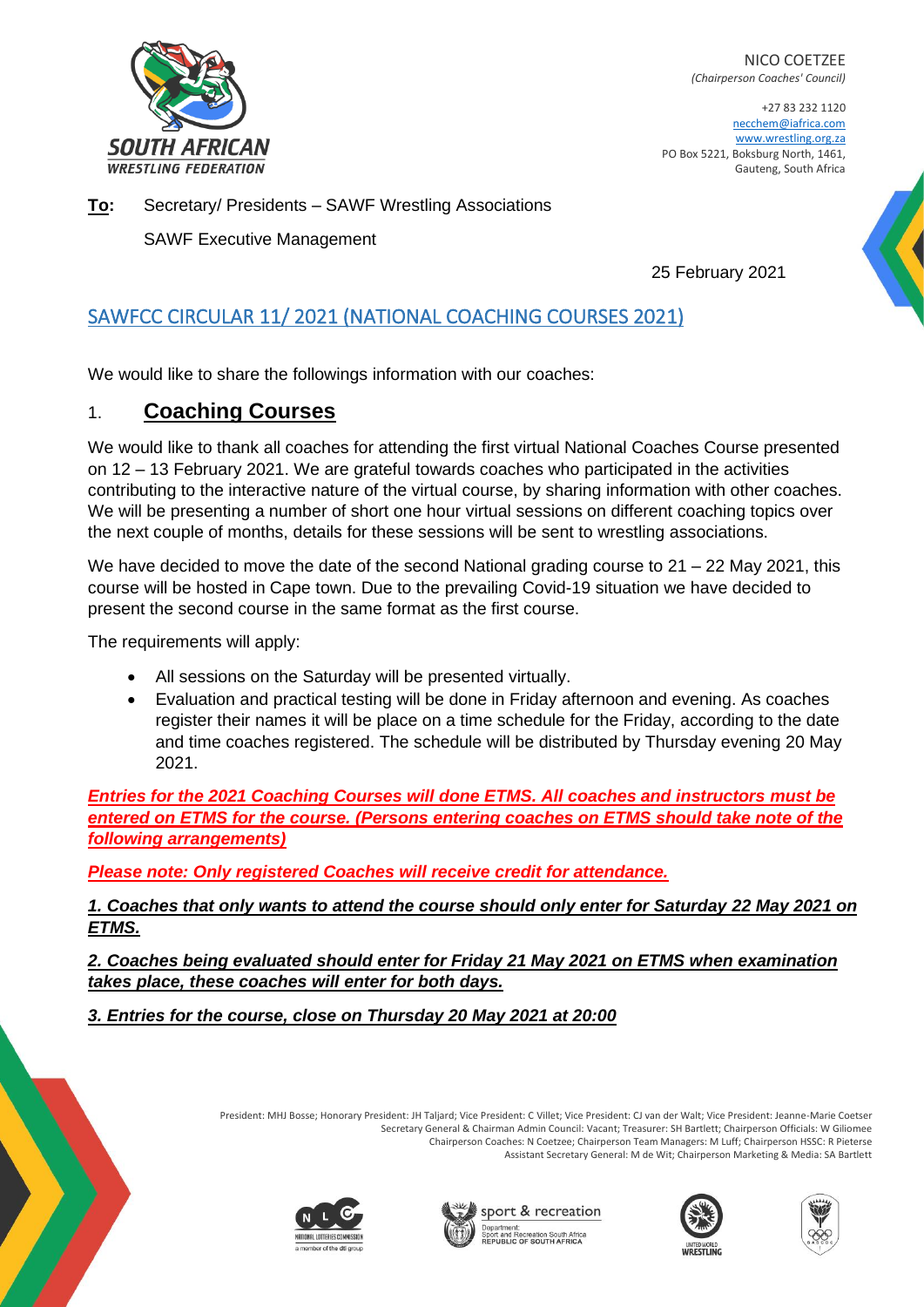NICO COETZEE
*(Chairperson Coaches' Council)*

+27 83 232 1120
necchem@iafrica.com
www.wrestling.org.za
PO Box 5221, Boksburg North, 1461,
Gauteng, South Africa

**To:** Secretary/ Presidents – SAWF Wrestling Associations

SAWF Executive Management

25 February 2021

## SAWFCC CIRCULAR 11/ 2021 (NATIONAL COACHING COURSES 2021)

We would like to share the followings information with our coaches:

## 1. Coaching Courses

We would like to thank all coaches for attending the first virtual National Coaches Course presented on 12 – 13 February 2021. We are grateful towards coaches who participated in the activities contributing to the interactive nature of the virtual course, by sharing information with other coaches. We will be presenting a number of short one hour virtual sessions on different coaching topics over the next couple of months, details for these sessions will be sent to wrestling associations.

We have decided to move the date of the second National grading course to 21 – 22 May 2021, this course will be hosted in Cape town. Due to the prevailing Covid-19 situation we have decided to present the second course in the same format as the first course.

The requirements will apply:

- All sessions on the Saturday will be presented virtually.
- Evaluation and practical testing will be done in Friday afternoon and evening. As coaches register their names it will be place on a time schedule for the Friday, according to the date and time coaches registered. The schedule will be distributed by Thursday evening 20 May 2021.

***Entries for the 2021 Coaching Courses will done ETMS. All coaches and instructors must be entered on ETMS for the course. (Persons entering coaches on ETMS should take note of the following arrangements)***

***Please note: Only registered Coaches will receive credit for attendance.***

***1. Coaches that only wants to attend the course should only enter for Saturday 22 May 2021 on ETMS.***

***2. Coaches being evaluated should enter for Friday 21 May 2021 on ETMS when examination takes place, these coaches will enter for both days.***

***3. Entries for the course, close on Thursday 20 May 2021 at 20:00***

President: MHJ Bosse; Honorary President: JH Taljard; Vice President: C Villet; Vice President: CJ van der Walt; Vice President: Jeanne-Marie Coetser
Secretary General & Chairman Admin Council: Vacant; Treasurer: SH Bartlett; Chairperson Officials: W Giliomee
Chairperson Coaches: N Coetzee; Chairperson Team Managers: M Luff; Chairperson HSSC: R Pieterse
Assistant Secretary General: M de Wit; Chairperson Marketing & Media: SA Bartlett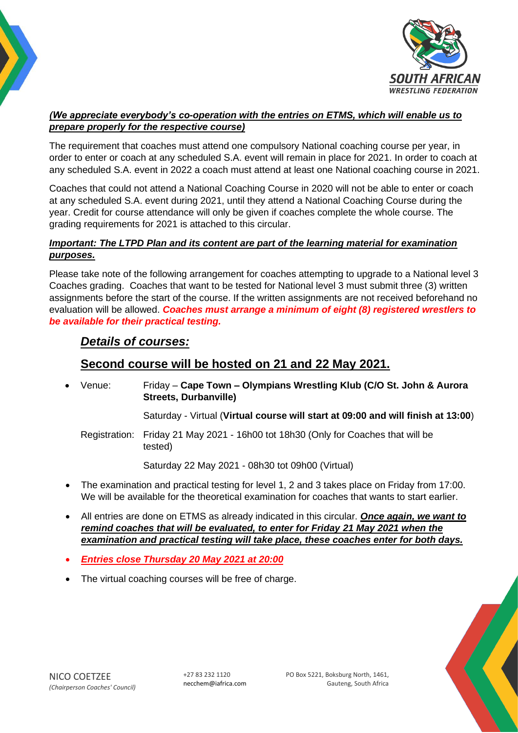***(We appreciate everybody's co-operation with the entries on ETMS, which will enable us to prepare properly for the respective course)***

The requirement that coaches must attend one compulsory National coaching course per year, in order to enter or coach at any scheduled S.A. event will remain in place for 2021. In order to coach at any scheduled S.A. event in 2022 a coach must attend at least one National coaching course in 2021.

Coaches that could not attend a National Coaching Course in 2020 will not be able to enter or coach at any scheduled S.A. event during 2021, until they attend a National Coaching Course during the year. Credit for course attendance will only be given if coaches complete the whole course. The grading requirements for 2021 is attached to this circular.

***Important: The LTPD Plan and its content are part of the learning material for examination purposes.***

Please take note of the following arrangement for coaches attempting to upgrade to a National level 3 Coaches grading. Coaches that want to be tested for National level 3 must submit three (3) written assignments before the start of the course. If the written assignments are not received beforehand no evaluation will be allowed. ***Coaches must arrange a minimum of eight (8) registered wrestlers to be available for their practical testing.***

## *Details of courses:*

## Second course will be hosted on 21 and 22 May 2021.

- Venue: Friday – **Cape Town – Olympians Wrestling Klub (C/O St. John & Aurora Streets, Durbanville)**

  Saturday - Virtual (**Virtual course will start at 09:00 and will finish at 13:00**)

  Registration: Friday 21 May 2021 - 16h00 tot 18h30 (Only for Coaches that will be tested)

  Saturday 22 May 2021 - 08h30 tot 09h00 (Virtual)

- The examination and practical testing for level 1, 2 and 3 takes place on Friday from 17:00. We will be available for the theoretical examination for coaches that wants to start earlier.
- All entries are done on ETMS as already indicated in this circular. ***Once again, we want to remind coaches that will be evaluated, to enter for Friday 21 May 2021 when the examination and practical testing will take place, these coaches enter for both days.***
- ***Entries close Thursday 20 May 2021 at 20:00***
- The virtual coaching courses will be free of charge.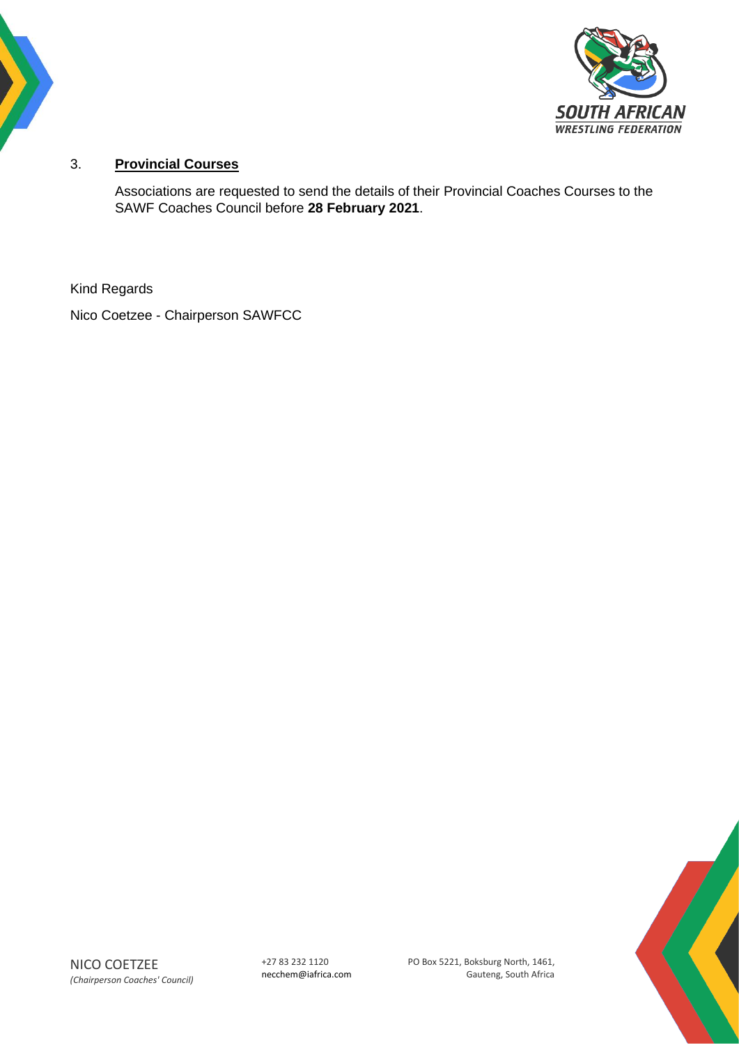3. **Provincial Courses**

   Associations are requested to send the details of their Provincial Coaches Courses to the SAWF Coaches Council before **28 February 2021**.

Kind Regards

Nico Coetzee - Chairperson SAWFCC